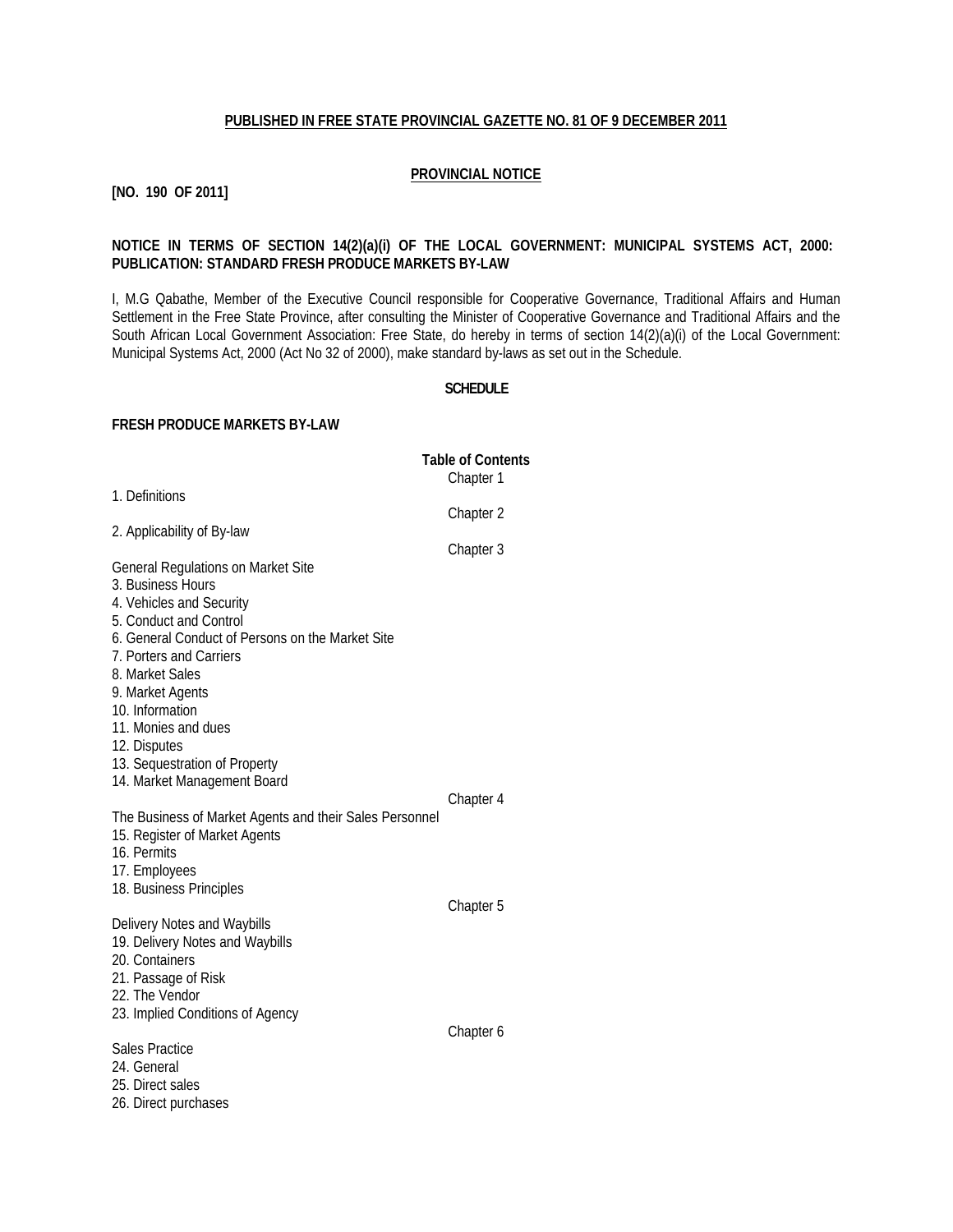**PUBLISHED IN FREE STATE PROVINCIAL GAZETTE NO. 81 OF 9 DECEMBER 2011**

**PROVINCIAL NOTICE**

**[NO. 190 OF 2011]**

**NOTICE IN TERMS OF SECTION 14(2)(a)(i) OF THE LOCAL GOVERNMENT: MUNICIPAL SYSTEMS ACT, 2000: PUBLICATION: STANDARD FRESH PRODUCE MARKETS BY-LAW**

I, M.G Qabathe, Member of the Executive Council responsible for Cooperative Governance, Traditional Affairs and Human Settlement in the Free State Province, after consulting the Minister of Cooperative Governance and Traditional Affairs and the South African Local Government Association: Free State, do hereby in terms of section 14(2)(a)(i) of the Local Government: Municipal Systems Act, 2000 (Act No 32 of 2000), make standard by-laws as set out in the Schedule.

**SCHEDULE**

**FRESH PRODUCE MARKETS BY-LAW**

**Table of Contents**

Chapter 1

1. Definitions

Chapter 2

2. Applicability of By-law

Chapter 3

General Regulations on Market Site

3. Business Hours
4. Vehicles and Security
5. Conduct and Control
6. General Conduct of Persons on the Market Site
7. Porters and Carriers
8. Market Sales
9. Market Agents
10. Information
11. Monies and dues
12. Disputes
13. Sequestration of Property
14. Market Management Board

Chapter 4

The Business of Market Agents and their Sales Personnel

15. Register of Market Agents
16. Permits
17. Employees
18. Business Principles

Chapter 5

Delivery Notes and Waybills

19. Delivery Notes and Waybills
20. Containers
21. Passage of Risk
22. The Vendor
23. Implied Conditions of Agency

Chapter 6

Sales Practice

24. General
25. Direct sales
26. Direct purchases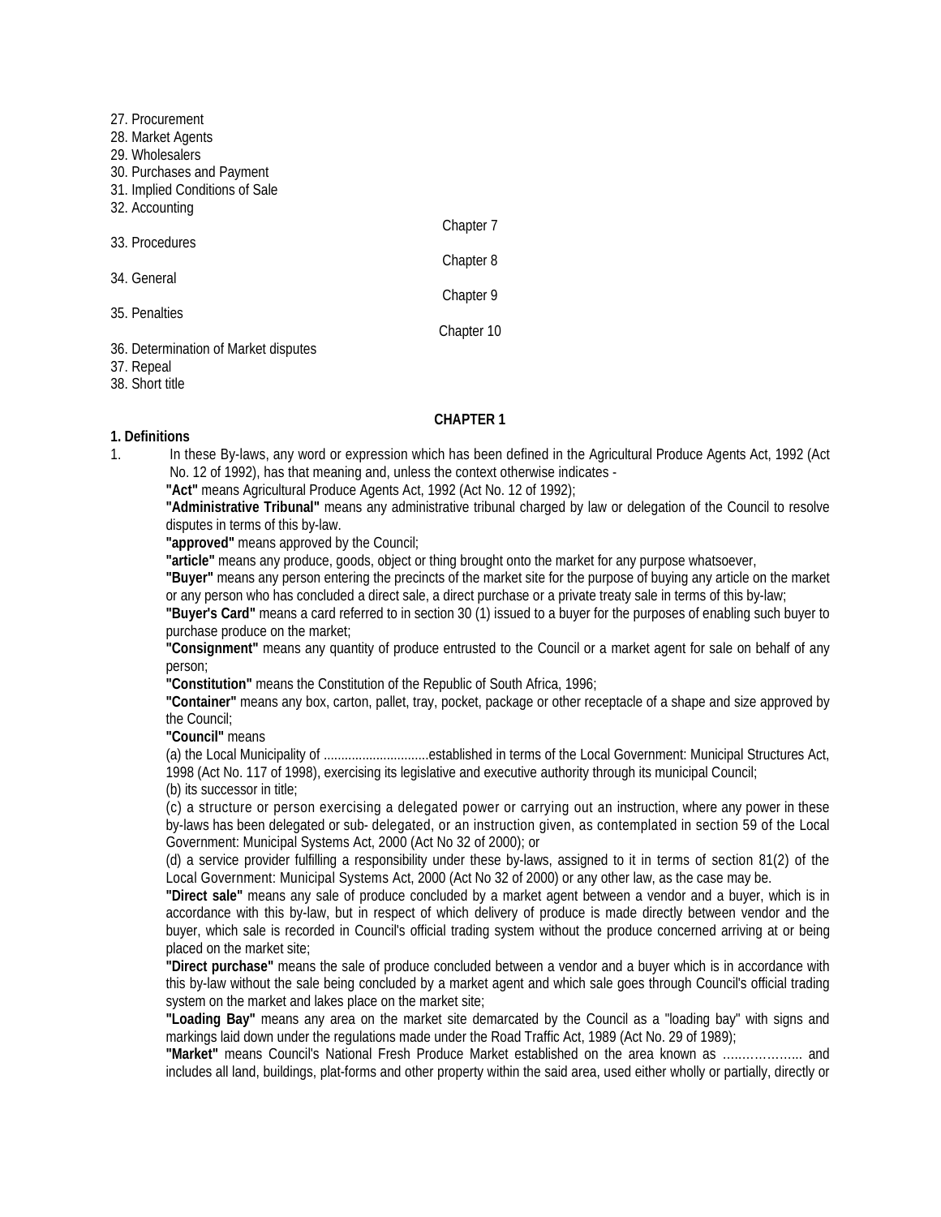27. Procurement
28. Market Agents
29. Wholesalers
30. Purchases and Payment
31. Implied Conditions of Sale
32. Accounting

Chapter 7

33. Procedures

Chapter 8

34. General

Chapter 9

35. Penalties

Chapter 10

36. Determination of Market disputes
37. Repeal
38. Short title

## CHAPTER 1

**1. Definitions**

1. In these By-laws, any word or expression which has been defined in the Agricultural Produce Agents Act, 1992 (Act No. 12 of 1992), has that meaning and, unless the context otherwise indicates -

**"Act"** means Agricultural Produce Agents Act, 1992 (Act No. 12 of 1992);

**"Administrative Tribunal"** means any administrative tribunal charged by law or delegation of the Council to resolve disputes in terms of this by-law.

**"approved"** means approved by the Council;

**"article"** means any produce, goods, object or thing brought onto the market for any purpose whatsoever,

**"Buyer"** means any person entering the precincts of the market site for the purpose of buying any article on the market or any person who has concluded a direct sale, a direct purchase or a private treaty sale in terms of this by-law;

**"Buyer's Card"** means a card referred to in section 30 (1) issued to a buyer for the purposes of enabling such buyer to purchase produce on the market;

**"Consignment"** means any quantity of produce entrusted to the Council or a market agent for sale on behalf of any person;

**"Constitution"** means the Constitution of the Republic of South Africa, 1996;

**"Container"** means any box, carton, pallet, tray, pocket, package or other receptacle of a shape and size approved by the Council;

**"Council"** means

(a) the Local Municipality of ..............................established in terms of the Local Government: Municipal Structures Act, 1998 (Act No. 117 of 1998), exercising its legislative and executive authority through its municipal Council;

(b) its successor in title;

(c) a structure or person exercising a delegated power or carrying out an instruction, where any power in these by-laws has been delegated or sub- delegated, or an instruction given, as contemplated in section 59 of the Local Government: Municipal Systems Act, 2000 (Act No 32 of 2000); or

(d) a service provider fulfilling a responsibility under these by-laws, assigned to it in terms of section 81(2) of the Local Government: Municipal Systems Act, 2000 (Act No 32 of 2000) or any other law, as the case may be.

**"Direct sale"** means any sale of produce concluded by a market agent between a vendor and a buyer, which is in accordance with this by-law, but in respect of which delivery of produce is made directly between vendor and the buyer, which sale is recorded in Council's official trading system without the produce concerned arriving at or being placed on the market site;

**"Direct purchase"** means the sale of produce concluded between a vendor and a buyer which is in accordance with this by-law without the sale being concluded by a market agent and which sale goes through Council's official trading system on the market and lakes place on the market site;

**"Loading Bay"** means any area on the market site demarcated by the Council as a "loading bay" with signs and markings laid down under the regulations made under the Road Traffic Act, 1989 (Act No. 29 of 1989);

**"Market"** means Council's National Fresh Produce Market established on the area known as ……………….. and includes all land, buildings, plat-forms and other property within the said area, used either wholly or partially, directly or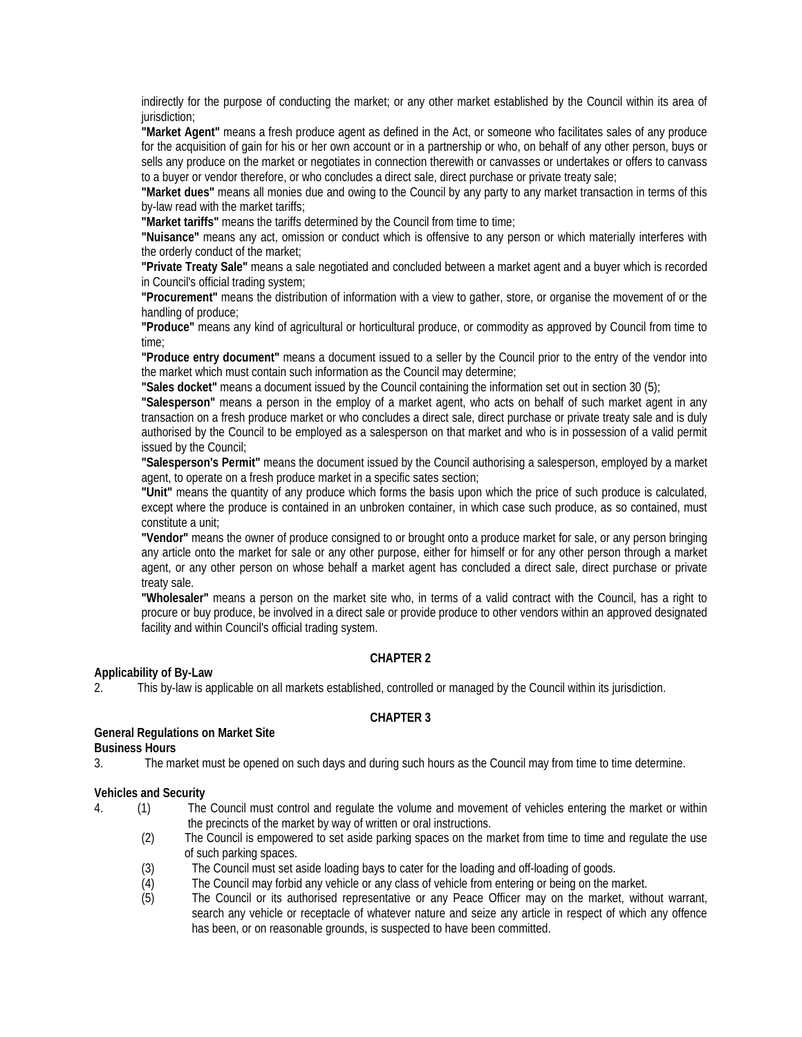indirectly for the purpose of conducting the market; or any other market established by the Council within its area of jurisdiction;

**"Market Agent"** means a fresh produce agent as defined in the Act, or someone who facilitates sales of any produce for the acquisition of gain for his or her own account or in a partnership or who, on behalf of any other person, buys or sells any produce on the market or negotiates in connection therewith or canvasses or undertakes or offers to canvass to a buyer or vendor therefore, or who concludes a direct sale, direct purchase or private treaty sale;

**"Market dues"** means all monies due and owing to the Council by any party to any market transaction in terms of this by-law read with the market tariffs;

**"Market tariffs"** means the tariffs determined by the Council from time to time;

**"Nuisance"** means any act, omission or conduct which is offensive to any person or which materially interferes with the orderly conduct of the market;

**"Private Treaty Sale"** means a sale negotiated and concluded between a market agent and a buyer which is recorded in Council's official trading system;

**"Procurement"** means the distribution of information with a view to gather, store, or organise the movement of or the handling of produce;

**"Produce"** means any kind of agricultural or horticultural produce, or commodity as approved by Council from time to time;

**"Produce entry document"** means a document issued to a seller by the Council prior to the entry of the vendor into the market which must contain such information as the Council may determine;

**"Sales docket"** means a document issued by the Council containing the information set out in section 30 (5);

**"Salesperson"** means a person in the employ of a market agent, who acts on behalf of such market agent in any transaction on a fresh produce market or who concludes a direct sale, direct purchase or private treaty sale and is duly authorised by the Council to be employed as a salesperson on that market and who is in possession of a valid permit issued by the Council;

**"Salesperson's Permit"** means the document issued by the Council authorising a salesperson, employed by a market agent, to operate on a fresh produce market in a specific sates section;

**"Unit"** means the quantity of any produce which forms the basis upon which the price of such produce is calculated, except where the produce is contained in an unbroken container, in which case such produce, as so contained, must constitute a unit;

**"Vendor"** means the owner of produce consigned to or brought onto a produce market for sale, or any person bringing any article onto the market for sale or any other purpose, either for himself or for any other person through a market agent, or any other person on whose behalf a market agent has concluded a direct sale, direct purchase or private treaty sale.

**"Wholesaler"** means a person on the market site who, in terms of a valid contract with the Council, has a right to procure or buy produce, be involved in a direct sale or provide produce to other vendors within an approved designated facility and within Council's official trading system.

## CHAPTER 2

**Applicability of By-Law**

2. This by-law is applicable on all markets established, controlled or managed by the Council within its jurisdiction.

## CHAPTER 3

**General Regulations on Market Site**

**Business Hours**

3. The market must be opened on such days and during such hours as the Council may from time to time determine.

**Vehicles and Security**

4. (1) The Council must control and regulate the volume and movement of vehicles entering the market or within the precincts of the market by way of written or oral instructions.

   (2) The Council is empowered to set aside parking spaces on the market from time to time and regulate the use of such parking spaces.

   (3) The Council must set aside loading bays to cater for the loading and off-loading of goods.

   (4) The Council may forbid any vehicle or any class of vehicle from entering or being on the market.

   (5) The Council or its authorised representative or any Peace Officer may on the market, without warrant, search any vehicle or receptacle of whatever nature and seize any article in respect of which any offence has been, or on reasonable grounds, is suspected to have been committed.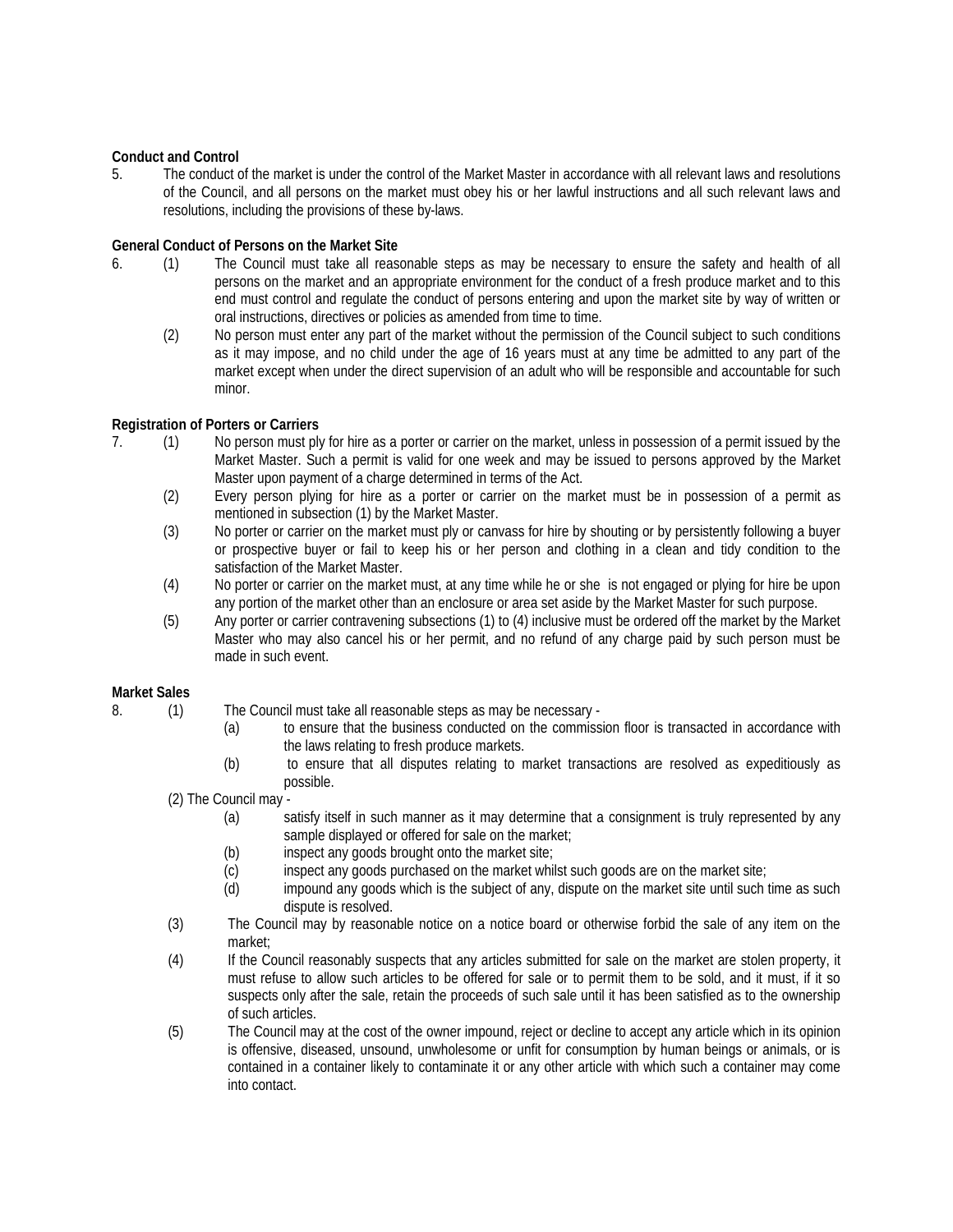**Conduct and Control**

5. The conduct of the market is under the control of the Market Master in accordance with all relevant laws and resolutions of the Council, and all persons on the market must obey his or her lawful instructions and all such relevant laws and resolutions, including the provisions of these by-laws.

**General Conduct of Persons on the Market Site**

6. (1) The Council must take all reasonable steps as may be necessary to ensure the safety and health of all persons on the market and an appropriate environment for the conduct of a fresh produce market and to this end must control and regulate the conduct of persons entering and upon the market site by way of written or oral instructions, directives or policies as amended from time to time.

(2) No person must enter any part of the market without the permission of the Council subject to such conditions as it may impose, and no child under the age of 16 years must at any time be admitted to any part of the market except when under the direct supervision of an adult who will be responsible and accountable for such minor.

**Registration of Porters or Carriers**

7. (1) No person must ply for hire as a porter or carrier on the market, unless in possession of a permit issued by the Market Master. Such a permit is valid for one week and may be issued to persons approved by the Market Master upon payment of a charge determined in terms of the Act.

(2) Every person plying for hire as a porter or carrier on the market must be in possession of a permit as mentioned in subsection (1) by the Market Master.

(3) No porter or carrier on the market must ply or canvass for hire by shouting or by persistently following a buyer or prospective buyer or fail to keep his or her person and clothing in a clean and tidy condition to the satisfaction of the Market Master.

(4) No porter or carrier on the market must, at any time while he or she is not engaged or plying for hire be upon any portion of the market other than an enclosure or area set aside by the Market Master for such purpose.

(5) Any porter or carrier contravening subsections (1) to (4) inclusive must be ordered off the market by the Market Master who may also cancel his or her permit, and no refund of any charge paid by such person must be made in such event.

**Market Sales**

8. (1) The Council must take all reasonable steps as may be necessary -

(a) to ensure that the business conducted on the commission floor is transacted in accordance with the laws relating to fresh produce markets.

(b) to ensure that all disputes relating to market transactions are resolved as expeditiously as possible.

(2) The Council may -

(a) satisfy itself in such manner as it may determine that a consignment is truly represented by any sample displayed or offered for sale on the market;

(b) inspect any goods brought onto the market site;

(c) inspect any goods purchased on the market whilst such goods are on the market site;

(d) impound any goods which is the subject of any, dispute on the market site until such time as such dispute is resolved.

(3) The Council may by reasonable notice on a notice board or otherwise forbid the sale of any item on the market;

(4) If the Council reasonably suspects that any articles submitted for sale on the market are stolen property, it must refuse to allow such articles to be offered for sale or to permit them to be sold, and it must, if it so suspects only after the sale, retain the proceeds of such sale until it has been satisfied as to the ownership of such articles.

(5) The Council may at the cost of the owner impound, reject or decline to accept any article which in its opinion is offensive, diseased, unsound, unwholesome or unfit for consumption by human beings or animals, or is contained in a container likely to contaminate it or any other article with which such a container may come into contact.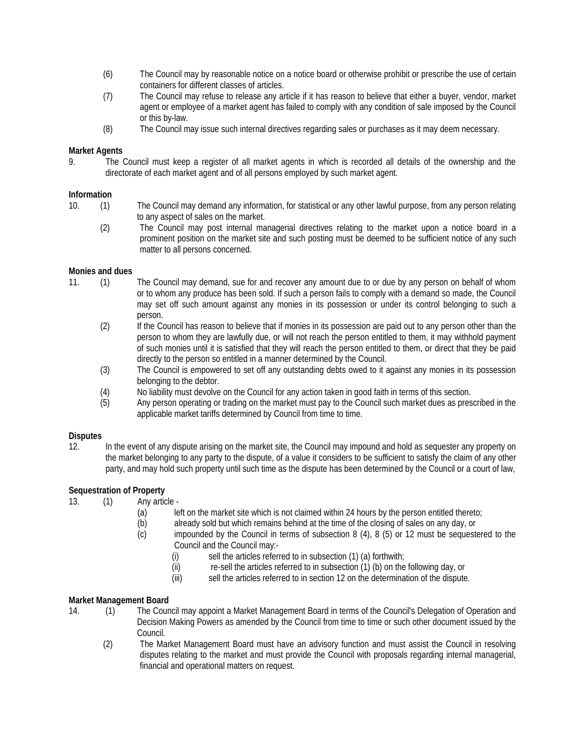(6) The Council may by reasonable notice on a notice board or otherwise prohibit or prescribe the use of certain containers for different classes of articles.

(7) The Council may refuse to release any article if it has reason to believe that either a buyer, vendor, market agent or employee of a market agent has failed to comply with any condition of sale imposed by the Council or this by-law.

(8) The Council may issue such internal directives regarding sales or purchases as it may deem necessary.

**Market Agents**

9. The Council must keep a register of all market agents in which is recorded all details of the ownership and the directorate of each market agent and of all persons employed by such market agent.

**Information**

10. (1) The Council may demand any information, for statistical or any other lawful purpose, from any person relating to any aspect of sales on the market.

(2) The Council may post internal managerial directives relating to the market upon a notice board in a prominent position on the market site and such posting must be deemed to be sufficient notice of any such matter to all persons concerned.

**Monies and dues**

11. (1) The Council may demand, sue for and recover any amount due to or due by any person on behalf of whom or to whom any produce has been sold. If such a person fails to comply with a demand so made, the Council may set off such amount against any monies in its possession or under its control belonging to such a person.

(2) If the Council has reason to believe that if monies in its possession are paid out to any person other than the person to whom they are lawfully due, or will not reach the person entitled to them, it may withhold payment of such monies until it is satisfied that they will reach the person entitled to them, or direct that they be paid directly to the person so entitled in a manner determined by the Council.

(3) The Council is empowered to set off any outstanding debts owed to it against any monies in its possession belonging to the debtor.

(4) No liability must devolve on the Council for any action taken in good faith in terms of this section.

(5) Any person operating or trading on the market must pay to the Council such market dues as prescribed in the applicable market tariffs determined by Council from time to time.

**Disputes**

12. In the event of any dispute arising on the market site, the Council may impound and hold as sequester any property on the market belonging to any party to the dispute, of a value it considers to be sufficient to satisfy the claim of any other party, and may hold such property until such time as the dispute has been determined by the Council or a court of law,

**Sequestration of Property**

13. (1) Any article -

(a) left on the market site which is not claimed within 24 hours by the person entitled thereto;

(b) already sold but which remains behind at the time of the closing of sales on any day, or

(c) impounded by the Council in terms of subsection 8 (4), 8 (5) or 12 must be sequestered to the Council and the Council may:-

(i) sell the articles referred to in subsection (1) (a) forthwith;

(ii) re-sell the articles referred to in subsection (1) (b) on the following day, or

(iii) sell the articles referred to in section 12 on the determination of the dispute.

**Market Management Board**

14. (1) The Council may appoint a Market Management Board in terms of the Council's Delegation of Operation and Decision Making Powers as amended by the Council from time to time or such other document issued by the Council.

(2) The Market Management Board must have an advisory function and must assist the Council in resolving disputes relating to the market and must provide the Council with proposals regarding internal managerial, financial and operational matters on request.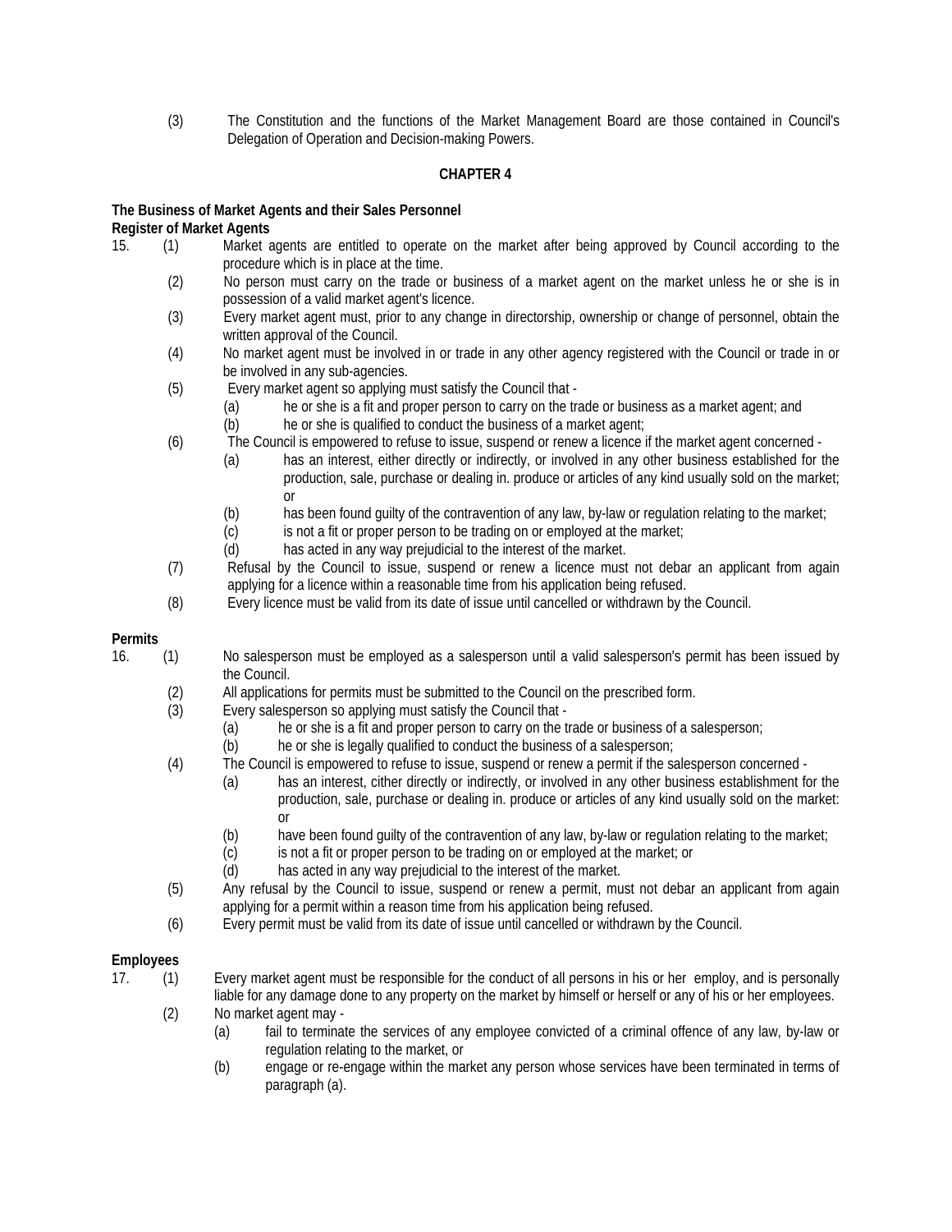(3) The Constitution and the functions of the Market Management Board are those contained in Council's Delegation of Operation and Decision-making Powers.

## CHAPTER 4

**The Business of Market Agents and their Sales Personnel**

**Register of Market Agents**

15. (1) Market agents are entitled to operate on the market after being approved by Council according to the procedure which is in place at the time.

(2) No person must carry on the trade or business of a market agent on the market unless he or she is in possession of a valid market agent's licence.

(3) Every market agent must, prior to any change in directorship, ownership or change of personnel, obtain the written approval of the Council.

(4) No market agent must be involved in or trade in any other agency registered with the Council or trade in or be involved in any sub-agencies.

(5) Every market agent so applying must satisfy the Council that -

(a) he or she is a fit and proper person to carry on the trade or business as a market agent; and

(b) he or she is qualified to conduct the business of a market agent;

(6) The Council is empowered to refuse to issue, suspend or renew a licence if the market agent concerned -

(a) has an interest, either directly or indirectly, or involved in any other business established for the production, sale, purchase or dealing in. produce or articles of any kind usually sold on the market; or

(b) has been found guilty of the contravention of any law, by-law or regulation relating to the market;

(c) is not a fit or proper person to be trading on or employed at the market;

(d) has acted in any way prejudicial to the interest of the market.

(7) Refusal by the Council to issue, suspend or renew a licence must not debar an applicant from again applying for a licence within a reasonable time from his application being refused.

(8) Every licence must be valid from its date of issue until cancelled or withdrawn by the Council.

**Permits**

16. (1) No salesperson must be employed as a salesperson until a valid salesperson's permit has been issued by the Council.

(2) All applications for permits must be submitted to the Council on the prescribed form.

(3) Every salesperson so applying must satisfy the Council that -

(a) he or she is a fit and proper person to carry on the trade or business of a salesperson;

(b) he or she is legally qualified to conduct the business of a salesperson;

(4) The Council is empowered to refuse to issue, suspend or renew a permit if the salesperson concerned -

(a) has an interest, cither directly or indirectly, or involved in any other business establishment for the production, sale, purchase or dealing in. produce or articles of any kind usually sold on the market: or

(b) have been found guilty of the contravention of any law, by-law or regulation relating to the market;

(c) is not a fit or proper person to be trading on or employed at the market; or

(d) has acted in any way prejudicial to the interest of the market.

(5) Any refusal by the Council to issue, suspend or renew a permit, must not debar an applicant from again applying for a permit within a reason time from his application being refused.

(6) Every permit must be valid from its date of issue until cancelled or withdrawn by the Council.

**Employees**

17. (1) Every market agent must be responsible for the conduct of all persons in his or her employ, and is personally liable for any damage done to any property on the market by himself or herself or any of his or her employees.

(2) No market agent may -

(a) fail to terminate the services of any employee convicted of a criminal offence of any law, by-law or regulation relating to the market, or

(b) engage or re-engage within the market any person whose services have been terminated in terms of paragraph (a).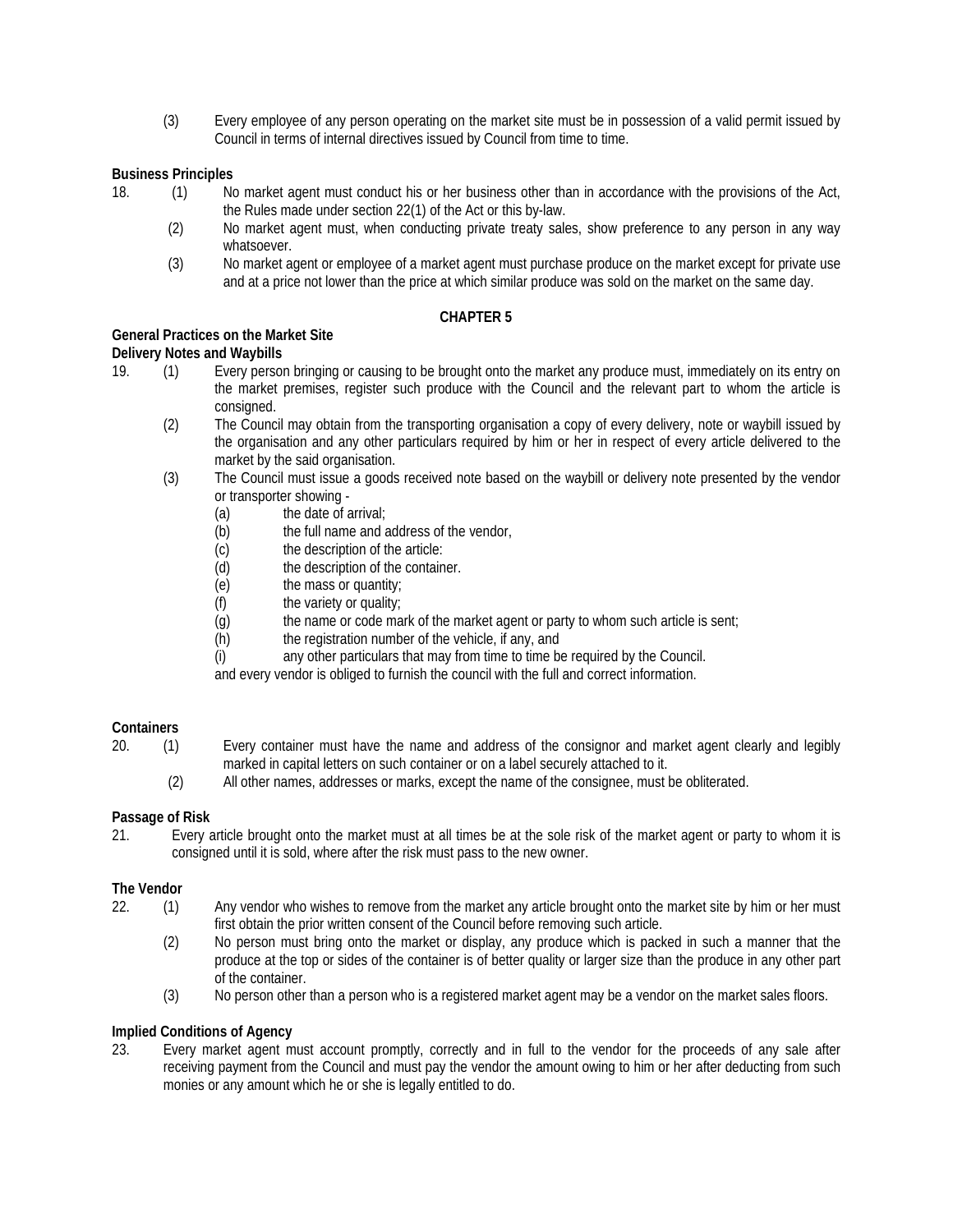(3) Every employee of any person operating on the market site must be in possession of a valid permit issued by Council in terms of internal directives issued by Council from time to time.

**Business Principles**

18. (1) No market agent must conduct his or her business other than in accordance with the provisions of the Act, the Rules made under section 22(1) of the Act or this by-law.

(2) No market agent must, when conducting private treaty sales, show preference to any person in any way whatsoever.

(3) No market agent or employee of a market agent must purchase produce on the market except for private use and at a price not lower than the price at which similar produce was sold on the market on the same day.

## CHAPTER 5

**General Practices on the Market Site**

**Delivery Notes and Waybills**

19. (1) Every person bringing or causing to be brought onto the market any produce must, immediately on its entry on the market premises, register such produce with the Council and the relevant part to whom the article is consigned.

(2) The Council may obtain from the transporting organisation a copy of every delivery, note or waybill issued by the organisation and any other particulars required by him or her in respect of every article delivered to the market by the said organisation.

(3) The Council must issue a goods received note based on the waybill or delivery note presented by the vendor or transporter showing -

(a) the date of arrival;
(b) the full name and address of the vendor,
(c) the description of the article:
(d) the description of the container.
(e) the mass or quantity;
(f) the variety or quality;
(g) the name or code mark of the market agent or party to whom such article is sent;
(h) the registration number of the vehicle, if any, and
(i) any other particulars that may from time to time be required by the Council.

and every vendor is obliged to furnish the council with the full and correct information.

**Containers**

20. (1) Every container must have the name and address of the consignor and market agent clearly and legibly marked in capital letters on such container or on a label securely attached to it.

(2) All other names, addresses or marks, except the name of the consignee, must be obliterated.

**Passage of Risk**

21. Every article brought onto the market must at all times be at the sole risk of the market agent or party to whom it is consigned until it is sold, where after the risk must pass to the new owner.

**The Vendor**

22. (1) Any vendor who wishes to remove from the market any article brought onto the market site by him or her must first obtain the prior written consent of the Council before removing such article.

(2) No person must bring onto the market or display, any produce which is packed in such a manner that the produce at the top or sides of the container is of better quality or larger size than the produce in any other part of the container.

(3) No person other than a person who is a registered market agent may be a vendor on the market sales floors.

**Implied Conditions of Agency**

23. Every market agent must account promptly, correctly and in full to the vendor for the proceeds of any sale after receiving payment from the Council and must pay the vendor the amount owing to him or her after deducting from such monies or any amount which he or she is legally entitled to do.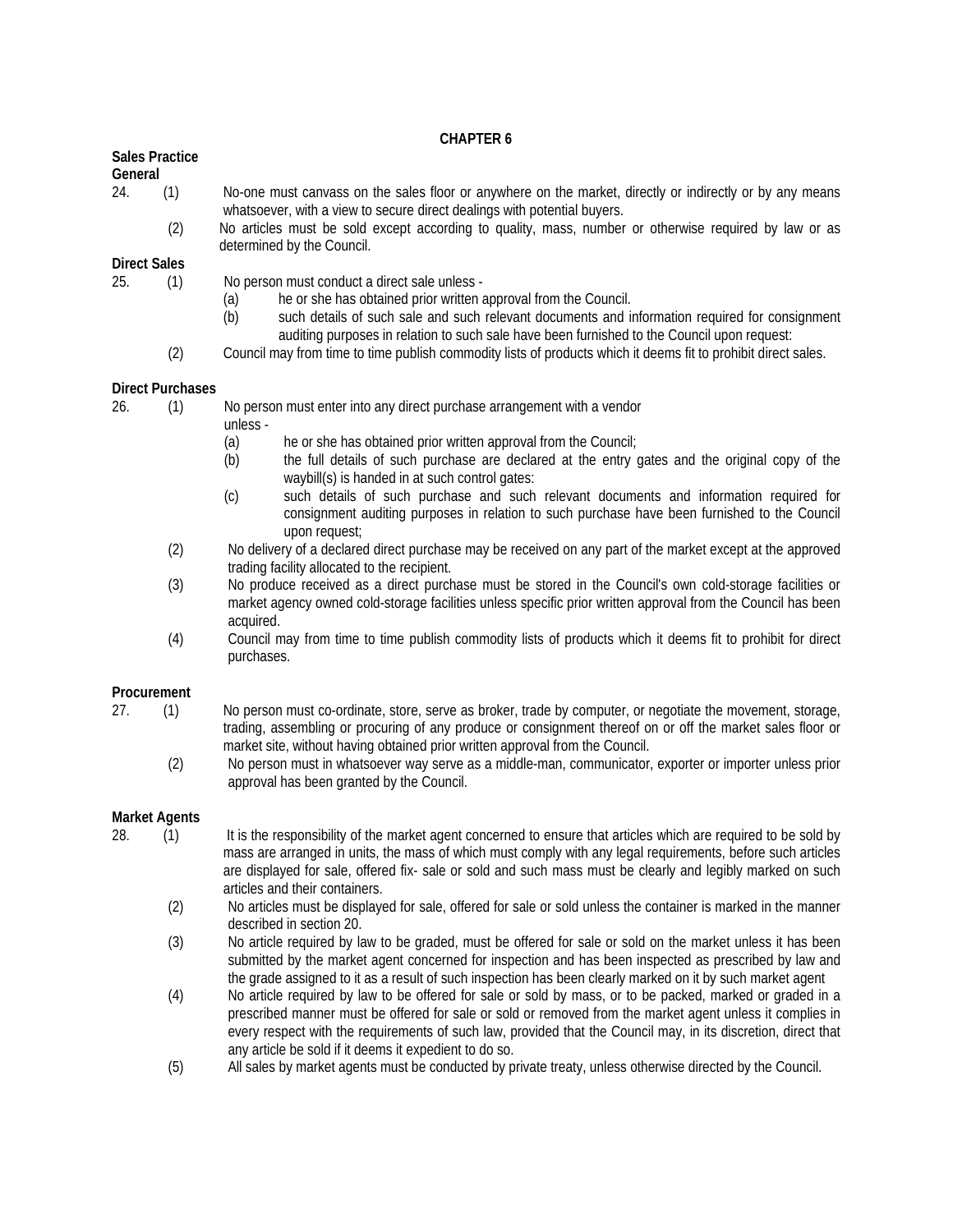# CHAPTER 6

**Sales Practice**

**General**

24. (1) No-one must canvass on the sales floor or anywhere on the market, directly or indirectly or by any means whatsoever, with a view to secure direct dealings with potential buyers.

(2) No articles must be sold except according to quality, mass, number or otherwise required by law or as determined by the Council.

**Direct Sales**

25. (1) No person must conduct a direct sale unless -

(a) he or she has obtained prior written approval from the Council.

(b) such details of such sale and such relevant documents and information required for consignment auditing purposes in relation to such sale have been furnished to the Council upon request:

(2) Council may from time to time publish commodity lists of products which it deems fit to prohibit direct sales.

**Direct Purchases**

26. (1) No person must enter into any direct purchase arrangement with a vendor unless -

(a) he or she has obtained prior written approval from the Council;

(b) the full details of such purchase are declared at the entry gates and the original copy of the waybill(s) is handed in at such control gates:

(c) such details of such purchase and such relevant documents and information required for consignment auditing purposes in relation to such purchase have been furnished to the Council upon request;

(2) No delivery of a declared direct purchase may be received on any part of the market except at the approved trading facility allocated to the recipient.

(3) No produce received as a direct purchase must be stored in the Council's own cold-storage facilities or market agency owned cold-storage facilities unless specific prior written approval from the Council has been acquired.

(4) Council may from time to time publish commodity lists of products which it deems fit to prohibit for direct purchases.

**Procurement**

27. (1) No person must co-ordinate, store, serve as broker, trade by computer, or negotiate the movement, storage, trading, assembling or procuring of any produce or consignment thereof on or off the market sales floor or market site, without having obtained prior written approval from the Council.

(2) No person must in whatsoever way serve as a middle-man, communicator, exporter or importer unless prior approval has been granted by the Council.

**Market Agents**

28. (1) It is the responsibility of the market agent concerned to ensure that articles which are required to be sold by mass are arranged in units, the mass of which must comply with any legal requirements, before such articles are displayed for sale, offered fix- sale or sold and such mass must be clearly and legibly marked on such articles and their containers.

(2) No articles must be displayed for sale, offered for sale or sold unless the container is marked in the manner described in section 20.

(3) No article required by law to be graded, must be offered for sale or sold on the market unless it has been submitted by the market agent concerned for inspection and has been inspected as prescribed by law and the grade assigned to it as a result of such inspection has been clearly marked on it by such market agent

(4) No article required by law to be offered for sale or sold by mass, or to be packed, marked or graded in a prescribed manner must be offered for sale or sold or removed from the market agent unless it complies in every respect with the requirements of such law, provided that the Council may, in its discretion, direct that any article be sold if it deems it expedient to do so.

(5) All sales by market agents must be conducted by private treaty, unless otherwise directed by the Council.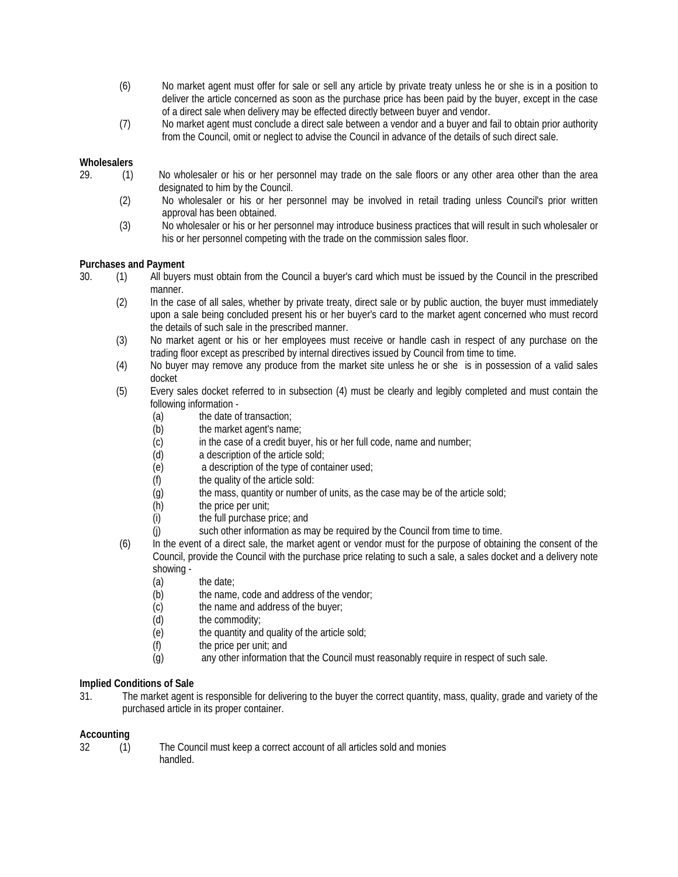(6) No market agent must offer for sale or sell any article by private treaty unless he or she is in a position to deliver the article concerned as soon as the purchase price has been paid by the buyer, except in the case of a direct sale when delivery may be effected directly between buyer and vendor.

(7) No market agent must conclude a direct sale between a vendor and a buyer and fail to obtain prior authority from the Council, omit or neglect to advise the Council in advance of the details of such direct sale.

**Wholesalers**

29. (1) No wholesaler or his or her personnel may trade on the sale floors or any other area other than the area designated to him by the Council.

(2) No wholesaler or his or her personnel may be involved in retail trading unless Council's prior written approval has been obtained.

(3) No wholesaler or his or her personnel may introduce business practices that will result in such wholesaler or his or her personnel competing with the trade on the commission sales floor.

**Purchases and Payment**

30. (1) All buyers must obtain from the Council a buyer's card which must be issued by the Council in the prescribed manner.

(2) In the case of all sales, whether by private treaty, direct sale or by public auction, the buyer must immediately upon a sale being concluded present his or her buyer's card to the market agent concerned who must record the details of such sale in the prescribed manner.

(3) No market agent or his or her employees must receive or handle cash in respect of any purchase on the trading floor except as prescribed by internal directives issued by Council from time to time.

(4) No buyer may remove any produce from the market site unless he or she is in possession of a valid sales docket

(5) Every sales docket referred to in subsection (4) must be clearly and legibly completed and must contain the following information -

(a) the date of transaction;
(b) the market agent's name;
(c) in the case of a credit buyer, his or her full code, name and number;
(d) a description of the article sold;
(e) a description of the type of container used;
(f) the quality of the article sold:
(g) the mass, quantity or number of units, as the case may be of the article sold;
(h) the price per unit;
(i) the full purchase price; and
(j) such other information as may be required by the Council from time to time.

(6) In the event of a direct sale, the market agent or vendor must for the purpose of obtaining the consent of the Council, provide the Council with the purchase price relating to such a sale, a sales docket and a delivery note showing -

(a) the date;
(b) the name, code and address of the vendor;
(c) the name and address of the buyer;
(d) the commodity;
(e) the quantity and quality of the article sold;
(f) the price per unit; and
(g) any other information that the Council must reasonably require in respect of such sale.

**Implied Conditions of Sale**

31. The market agent is responsible for delivering to the buyer the correct quantity, mass, quality, grade and variety of the purchased article in its proper container.

**Accounting**

32 (1) The Council must keep a correct account of all articles sold and monies handled.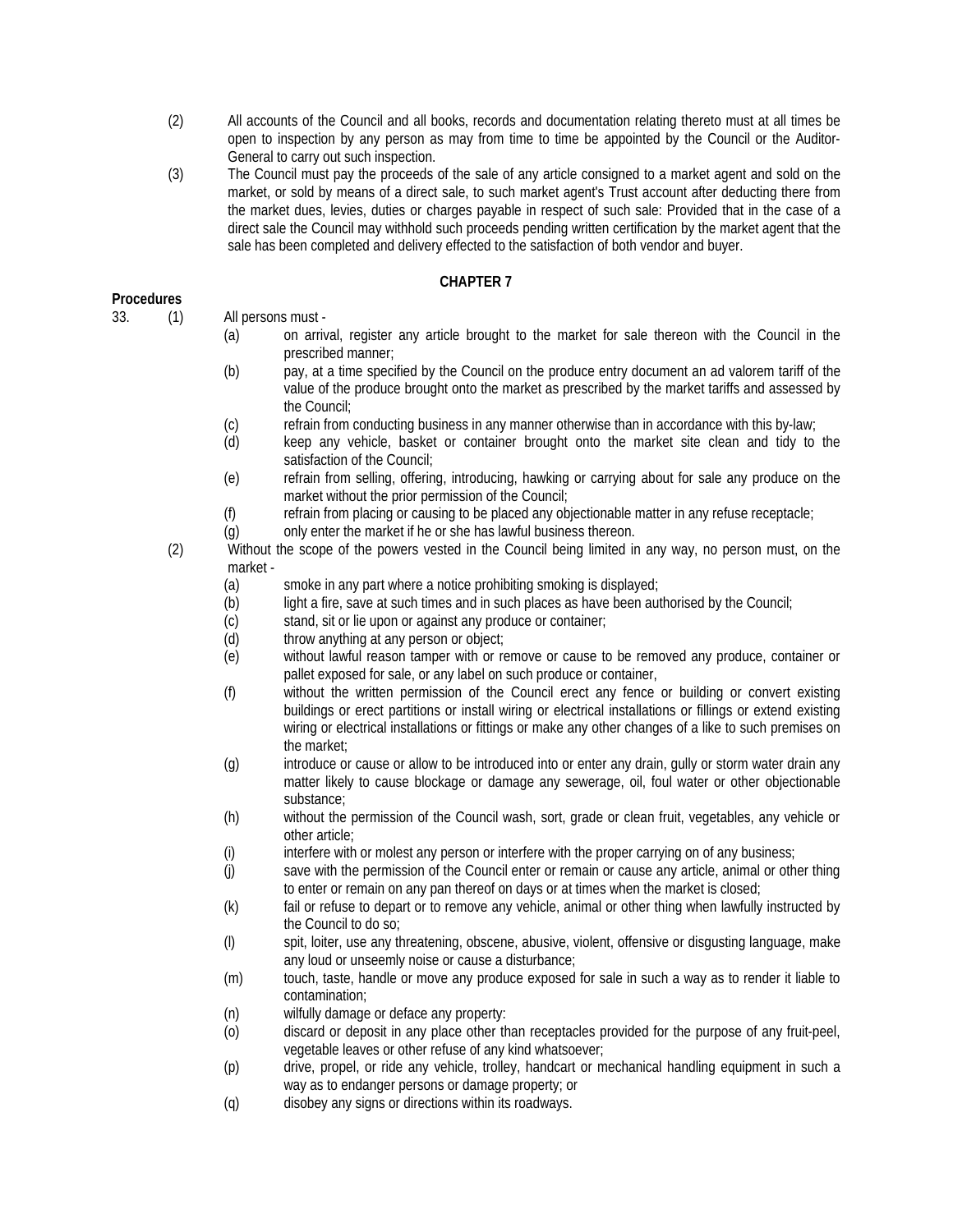(2) All accounts of the Council and all books, records and documentation relating thereto must at all times be open to inspection by any person as may from time to time be appointed by the Council or the Auditor-General to carry out such inspection.

(3) The Council must pay the proceeds of the sale of any article consigned to a market agent and sold on the market, or sold by means of a direct sale, to such market agent's Trust account after deducting there from the market dues, levies, duties or charges payable in respect of such sale: Provided that in the case of a direct sale the Council may withhold such proceeds pending written certification by the market agent that the sale has been completed and delivery effected to the satisfaction of both vendor and buyer.

## CHAPTER 7

**Procedures**

33. (1) All persons must -

(a) on arrival, register any article brought to the market for sale thereon with the Council in the prescribed manner;

(b) pay, at a time specified by the Council on the produce entry document an ad valorem tariff of the value of the produce brought onto the market as prescribed by the market tariffs and assessed by the Council;

(c) refrain from conducting business in any manner otherwise than in accordance with this by-law;

(d) keep any vehicle, basket or container brought onto the market site clean and tidy to the satisfaction of the Council;

(e) refrain from selling, offering, introducing, hawking or carrying about for sale any produce on the market without the prior permission of the Council;

(f) refrain from placing or causing to be placed any objectionable matter in any refuse receptacle;

(g) only enter the market if he or she has lawful business thereon.

(2) Without the scope of the powers vested in the Council being limited in any way, no person must, on the market -

(a) smoke in any part where a notice prohibiting smoking is displayed;

(b) light a fire, save at such times and in such places as have been authorised by the Council;

(c) stand, sit or lie upon or against any produce or container;

(d) throw anything at any person or object;

(e) without lawful reason tamper with or remove or cause to be removed any produce, container or pallet exposed for sale, or any label on such produce or container,

(f) without the written permission of the Council erect any fence or building or convert existing buildings or erect partitions or install wiring or electrical installations or fillings or extend existing wiring or electrical installations or fittings or make any other changes of a like to such premises on the market;

(g) introduce or cause or allow to be introduced into or enter any drain, gully or storm water drain any matter likely to cause blockage or damage any sewerage, oil, foul water or other objectionable substance;

(h) without the permission of the Council wash, sort, grade or clean fruit, vegetables, any vehicle or other article;

(i) interfere with or molest any person or interfere with the proper carrying on of any business;

(j) save with the permission of the Council enter or remain or cause any article, animal or other thing to enter or remain on any pan thereof on days or at times when the market is closed;

(k) fail or refuse to depart or to remove any vehicle, animal or other thing when lawfully instructed by the Council to do so;

(l) spit, loiter, use any threatening, obscene, abusive, violent, offensive or disgusting language, make any loud or unseemly noise or cause a disturbance;

(m) touch, taste, handle or move any produce exposed for sale in such a way as to render it liable to contamination;

(n) wilfully damage or deface any property:

(o) discard or deposit in any place other than receptacles provided for the purpose of any fruit-peel, vegetable leaves or other refuse of any kind whatsoever;

(p) drive, propel, or ride any vehicle, trolley, handcart or mechanical handling equipment in such a way as to endanger persons or damage property; or

(q) disobey any signs or directions within its roadways.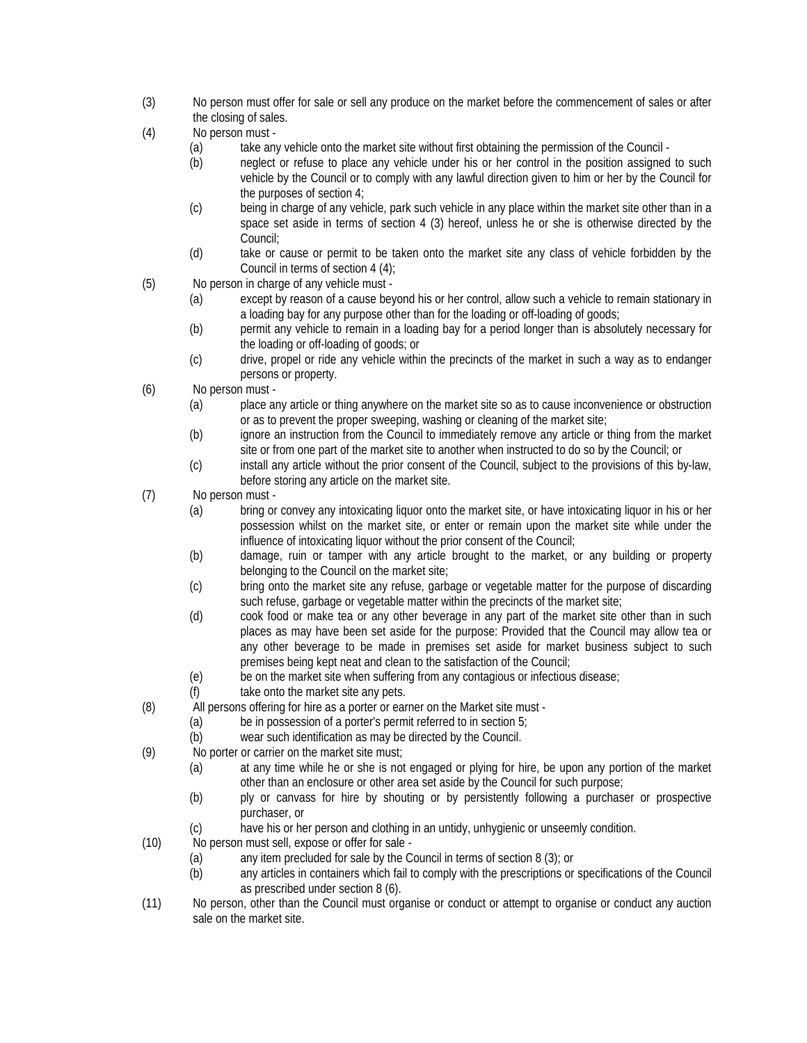(3) No person must offer for sale or sell any produce on the market before the commencement of sales or after the closing of sales.

(4) No person must -

- (a) take any vehicle onto the market site without first obtaining the permission of the Council -
- (b) neglect or refuse to place any vehicle under his or her control in the position assigned to such vehicle by the Council or to comply with any lawful direction given to him or her by the Council for the purposes of section 4;
- (c) being in charge of any vehicle, park such vehicle in any place within the market site other than in a space set aside in terms of section 4 (3) hereof, unless he or she is otherwise directed by the Council;
- (d) take or cause or permit to be taken onto the market site any class of vehicle forbidden by the Council in terms of section 4 (4);

(5) No person in charge of any vehicle must -

- (a) except by reason of a cause beyond his or her control, allow such a vehicle to remain stationary in a loading bay for any purpose other than for the loading or off-loading of goods;
- (b) permit any vehicle to remain in a loading bay for a period longer than is absolutely necessary for the loading or off-loading of goods; or
- (c) drive, propel or ride any vehicle within the precincts of the market in such a way as to endanger persons or property.

(6) No person must -

- (a) place any article or thing anywhere on the market site so as to cause inconvenience or obstruction or as to prevent the proper sweeping, washing or cleaning of the market site;
- (b) ignore an instruction from the Council to immediately remove any article or thing from the market site or from one part of the market site to another when instructed to do so by the Council; or
- (c) install any article without the prior consent of the Council, subject to the provisions of this by-law, before storing any article on the market site.

(7) No person must -

- (a) bring or convey any intoxicating liquor onto the market site, or have intoxicating liquor in his or her possession whilst on the market site, or enter or remain upon the market site while under the influence of intoxicating liquor without the prior consent of the Council;
- (b) damage, ruin or tamper with any article brought to the market, or any building or property belonging to the Council on the market site;
- (c) bring onto the market site any refuse, garbage or vegetable matter for the purpose of discarding such refuse, garbage or vegetable matter within the precincts of the market site;
- (d) cook food or make tea or any other beverage in any part of the market site other than in such places as may have been set aside for the purpose: Provided that the Council may allow tea or any other beverage to be made in premises set aside for market business subject to such premises being kept neat and clean to the satisfaction of the Council;
- (e) be on the market site when suffering from any contagious or infectious disease;
- (f) take onto the market site any pets.

(8) All persons offering for hire as a porter or earner on the Market site must -

- (a) be in possession of a porter's permit referred to in section 5;
- (b) wear such identification as may be directed by the Council.

(9) No porter or carrier on the market site must;

- (a) at any time while he or she is not engaged or plying for hire, be upon any portion of the market other than an enclosure or other area set aside by the Council for such purpose;
- (b) ply or canvass for hire by shouting or by persistently following a purchaser or prospective purchaser, or
- (c) have his or her person and clothing in an untidy, unhygienic or unseemly condition.

(10) No person must sell, expose or offer for sale -

- (a) any item precluded for sale by the Council in terms of section 8 (3); or
- (b) any articles in containers which fail to comply with the prescriptions or specifications of the Council as prescribed under section 8 (6).

(11) No person, other than the Council must organise or conduct or attempt to organise or conduct any auction sale on the market site.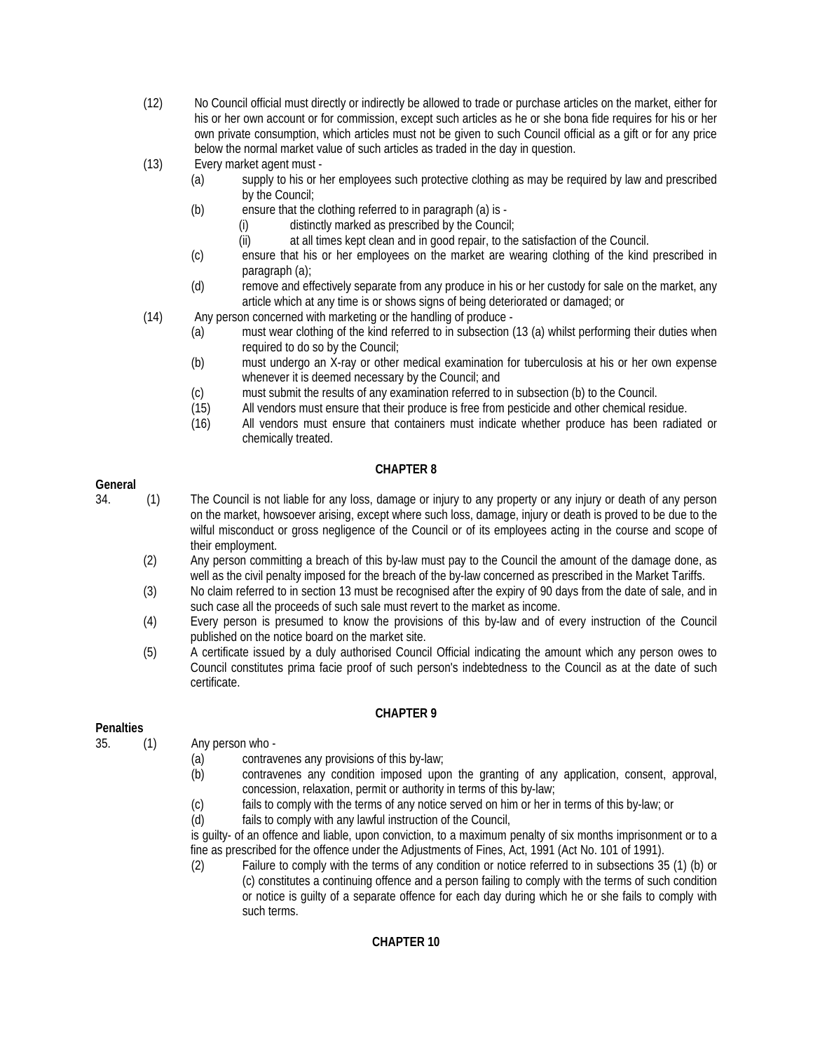(12) No Council official must directly or indirectly be allowed to trade or purchase articles on the market, either for his or her own account or for commission, except such articles as he or she bona fide requires for his or her own private consumption, which articles must not be given to such Council official as a gift or for any price below the normal market value of such articles as traded in the day in question.

(13) Every market agent must -

- (a) supply to his or her employees such protective clothing as may be required by law and prescribed by the Council;
- (b) ensure that the clothing referred to in paragraph (a) is -
  - (i) distinctly marked as prescribed by the Council;
  - (ii) at all times kept clean and in good repair, to the satisfaction of the Council.
- (c) ensure that his or her employees on the market are wearing clothing of the kind prescribed in paragraph (a);
- (d) remove and effectively separate from any produce in his or her custody for sale on the market, any article which at any time is or shows signs of being deteriorated or damaged; or

(14) Any person concerned with marketing or the handling of produce -

- (a) must wear clothing of the kind referred to in subsection (13 (a) whilst performing their duties when required to do so by the Council;
- (b) must undergo an X-ray or other medical examination for tuberculosis at his or her own expense whenever it is deemed necessary by the Council; and
- (c) must submit the results of any examination referred to in subsection (b) to the Council.
- (15) All vendors must ensure that their produce is free from pesticide and other chemical residue.
- (16) All vendors must ensure that containers must indicate whether produce has been radiated or chemically treated.

**CHAPTER 8**

**General**

34. (1) The Council is not liable for any loss, damage or injury to any property or any injury or death of any person on the market, howsoever arising, except where such loss, damage, injury or death is proved to be due to the wilful misconduct or gross negligence of the Council or of its employees acting in the course and scope of their employment.

(2) Any person committing a breach of this by-law must pay to the Council the amount of the damage done, as well as the civil penalty imposed for the breach of the by-law concerned as prescribed in the Market Tariffs.

(3) No claim referred to in section 13 must be recognised after the expiry of 90 days from the date of sale, and in such case all the proceeds of such sale must revert to the market as income.

(4) Every person is presumed to know the provisions of this by-law and of every instruction of the Council published on the notice board on the market site.

(5) A certificate issued by a duly authorised Council Official indicating the amount which any person owes to Council constitutes prima facie proof of such person's indebtedness to the Council as at the date of such certificate.

**CHAPTER 9**

**Penalties**

35. (1) Any person who -

- (a) contravenes any provisions of this by-law;
- (b) contravenes any condition imposed upon the granting of any application, consent, approval, concession, relaxation, permit or authority in terms of this by-law;
- (c) fails to comply with the terms of any notice served on him or her in terms of this by-law; or
- (d) fails to comply with any lawful instruction of the Council,

is guilty- of an offence and liable, upon conviction, to a maximum penalty of six months imprisonment or to a fine as prescribed for the offence under the Adjustments of Fines, Act, 1991 (Act No. 101 of 1991).

(2) Failure to comply with the terms of any condition or notice referred to in subsections 35 (1) (b) or (c) constitutes a continuing offence and a person failing to comply with the terms of such condition or notice is guilty of a separate offence for each day during which he or she fails to comply with such terms.

**CHAPTER 10**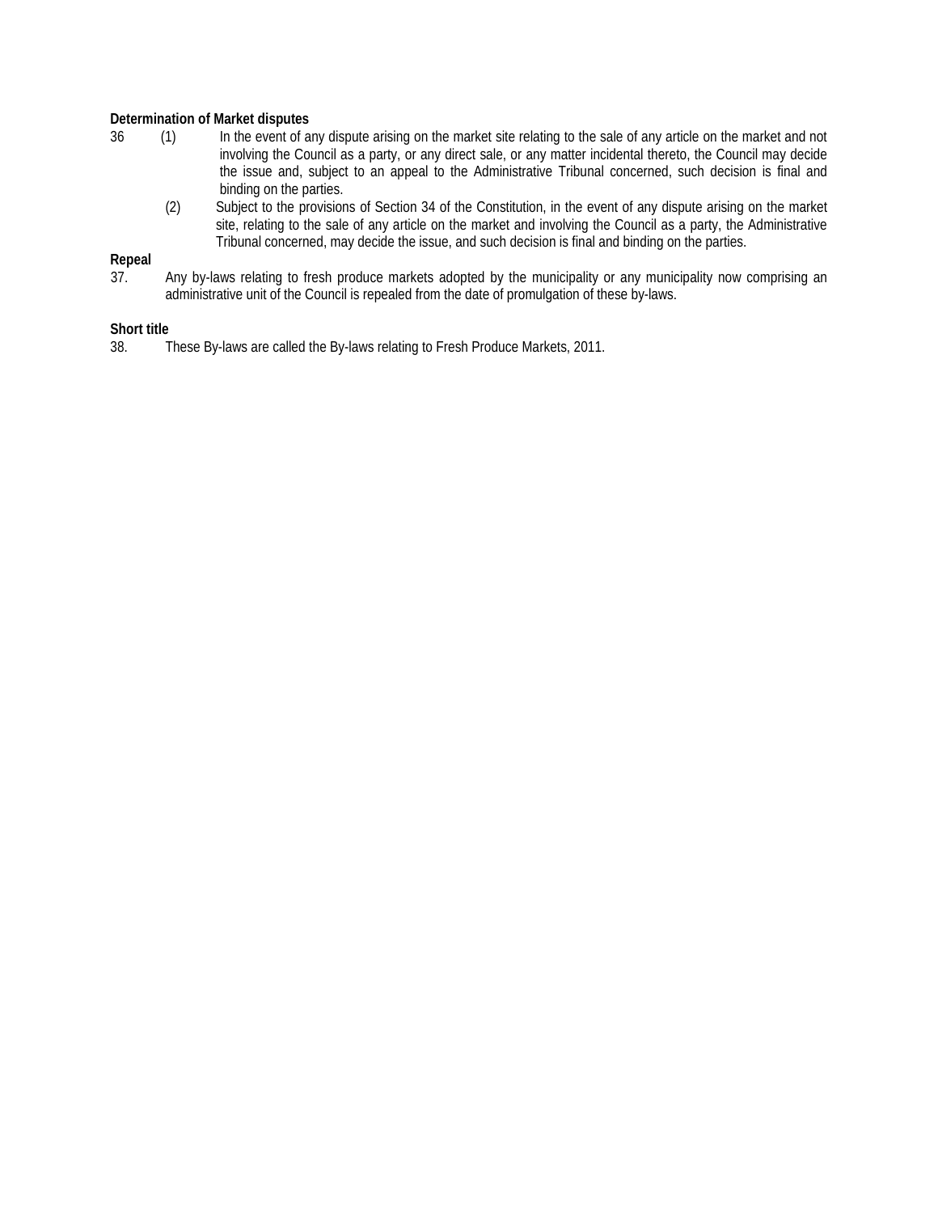**Determination of Market disputes**

36 (1) In the event of any dispute arising on the market site relating to the sale of any article on the market and not involving the Council as a party, or any direct sale, or any matter incidental thereto, the Council may decide the issue and, subject to an appeal to the Administrative Tribunal concerned, such decision is final and binding on the parties.

(2) Subject to the provisions of Section 34 of the Constitution, in the event of any dispute arising on the market site, relating to the sale of any article on the market and involving the Council as a party, the Administrative Tribunal concerned, may decide the issue, and such decision is final and binding on the parties.

**Repeal**

37. Any by-laws relating to fresh produce markets adopted by the municipality or any municipality now comprising an administrative unit of the Council is repealed from the date of promulgation of these by-laws.

**Short title**

38. These By-laws are called the By-laws relating to Fresh Produce Markets, 2011.